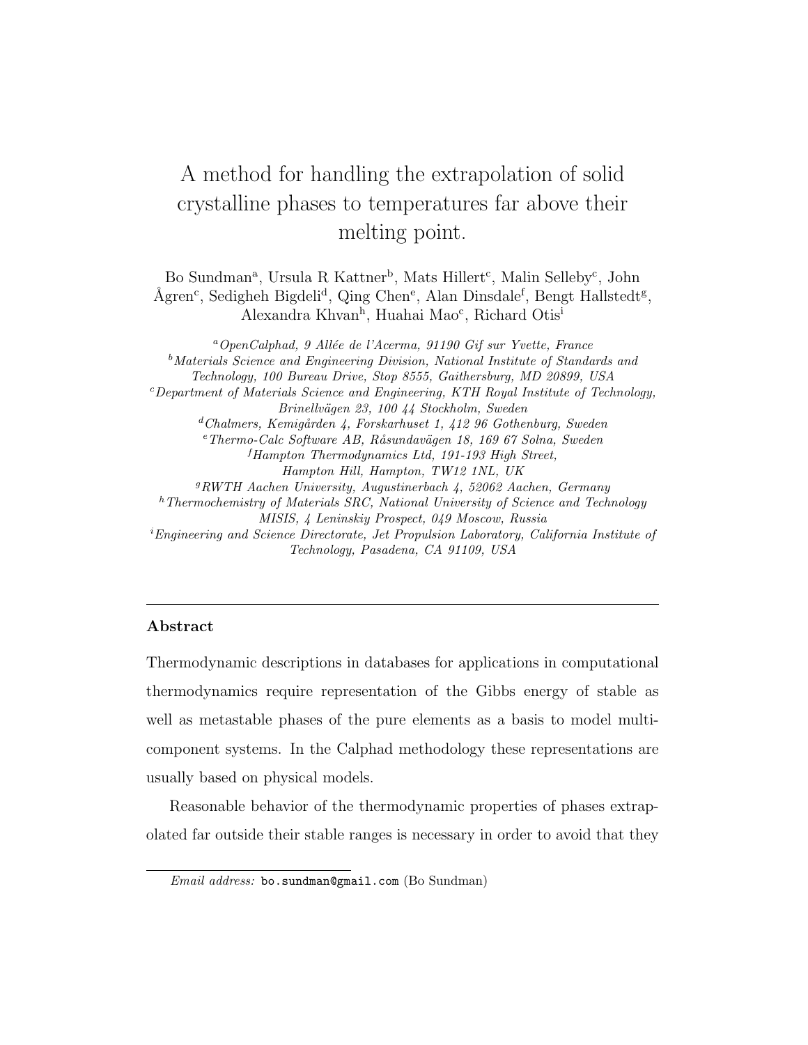# A method for handling the extrapolation of solid crystalline phases to temperatures far above their melting point.

Bo Sundman[a], Ursula R Kattner[b], Mats Hillert[c], Malin Selleby[c], John Ågren[c], Sedigheh Bigdeli[d], Qing Chen[e], Alan Dinsdale[f], Bengt Hallstedt[g], Alexandra Khvan[h], Huahai Mao[c], Richard Otis[i]

[a] *OpenCalphad, 9 Allée de l'Acerma, 91190 Gif sur Yvette, France*
[b] *Materials Science and Engineering Division, National Institute of Standards and Technology, 100 Bureau Drive, Stop 8555, Gaithersburg, MD 20899, USA*
[c] *Department of Materials Science and Engineering, KTH Royal Institute of Technology, Brinellvägen 23, 100 44 Stockholm, Sweden*
[d] *Chalmers, Kemigården 4, Forskarhuset 1, 412 96 Gothenburg, Sweden*
[e] *Thermo-Calc Software AB, Råsundavägen 18, 169 67 Solna, Sweden*
[f] *Hampton Thermodynamics Ltd, 191-193 High Street, Hampton Hill, Hampton, TW12 1NL, UK*
[g] *RWTH Aachen University, Augustinerbach 4, 52062 Aachen, Germany*
[h] *Thermochemistry of Materials SRC, National University of Science and Technology MISIS, 4 Leninskiy Prospect, 049 Moscow, Russia*
[i] *Engineering and Science Directorate, Jet Propulsion Laboratory, California Institute of Technology, Pasadena, CA 91109, USA*

---

## Abstract

Thermodynamic descriptions in databases for applications in computational thermodynamics require representation of the Gibbs energy of stable as well as metastable phases of the pure elements as a basis to model multi-component systems. In the Calphad methodology these representations are usually based on physical models.

Reasonable behavior of the thermodynamic properties of phases extrapolated far outside their stable ranges is necessary in order to avoid that they

---

*Email address:* bo.sundman@gmail.com (Bo Sundman)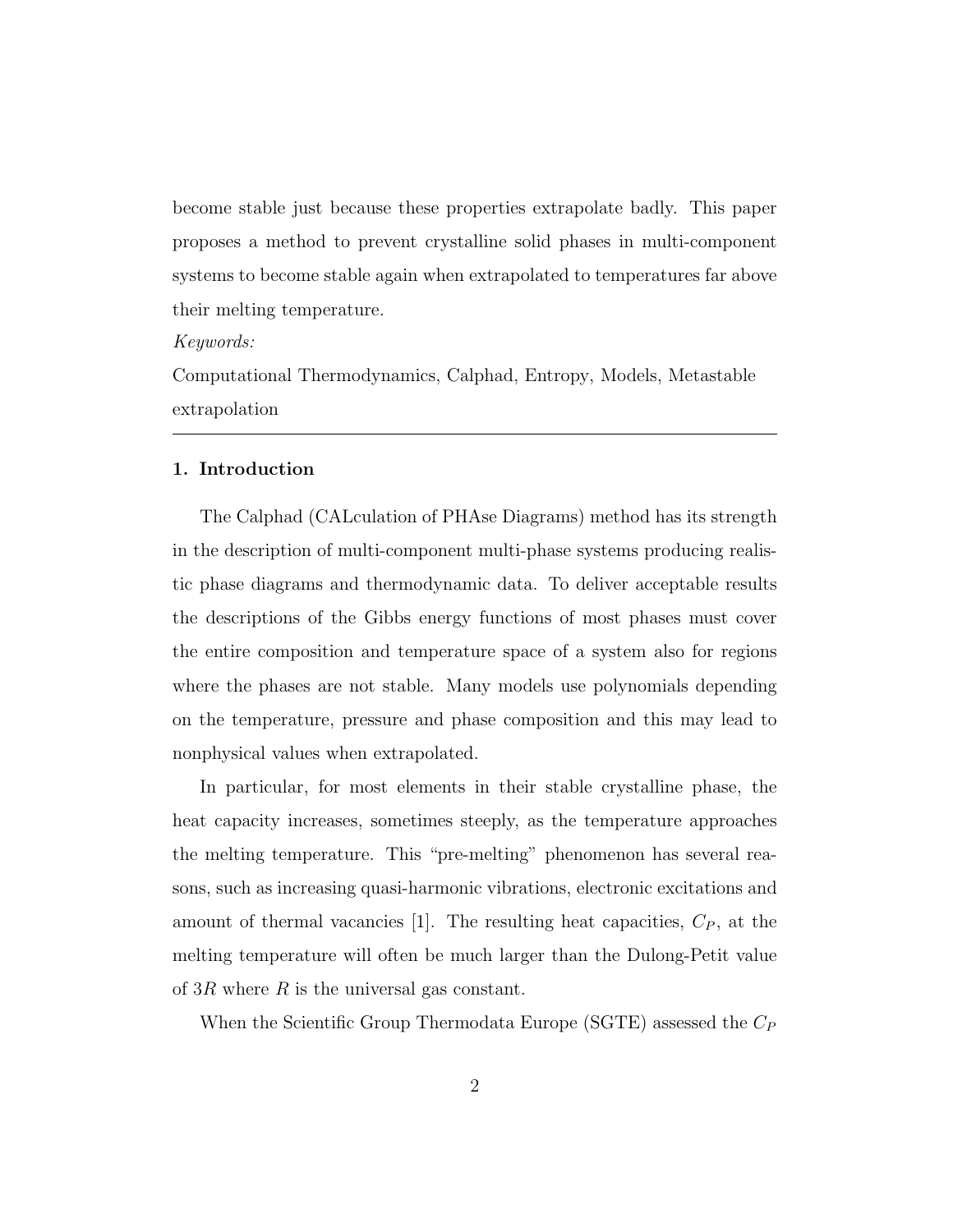become stable just because these properties extrapolate badly. This paper proposes a method to prevent crystalline solid phases in multi-component systems to become stable again when extrapolated to temperatures far above their melting temperature.

*Keywords:*

Computational Thermodynamics, Calphad, Entropy, Models, Metastable extrapolation

---

## 1. Introduction

The Calphad (CALculation of PHAse Diagrams) method has its strength in the description of multi-component multi-phase systems producing realistic phase diagrams and thermodynamic data. To deliver acceptable results the descriptions of the Gibbs energy functions of most phases must cover the entire composition and temperature space of a system also for regions where the phases are not stable. Many models use polynomials depending on the temperature, pressure and phase composition and this may lead to nonphysical values when extrapolated.

In particular, for most elements in their stable crystalline phase, the heat capacity increases, sometimes steeply, as the temperature approaches the melting temperature. This "pre-melting" phenomenon has several reasons, such as increasing quasi-harmonic vibrations, electronic excitations and amount of thermal vacancies [1]. The resulting heat capacities, $C_P$, at the melting temperature will often be much larger than the Dulong-Petit value of $3R$ where $R$ is the universal gas constant.

When the Scientific Group Thermodata Europe (SGTE) assessed the $C_P$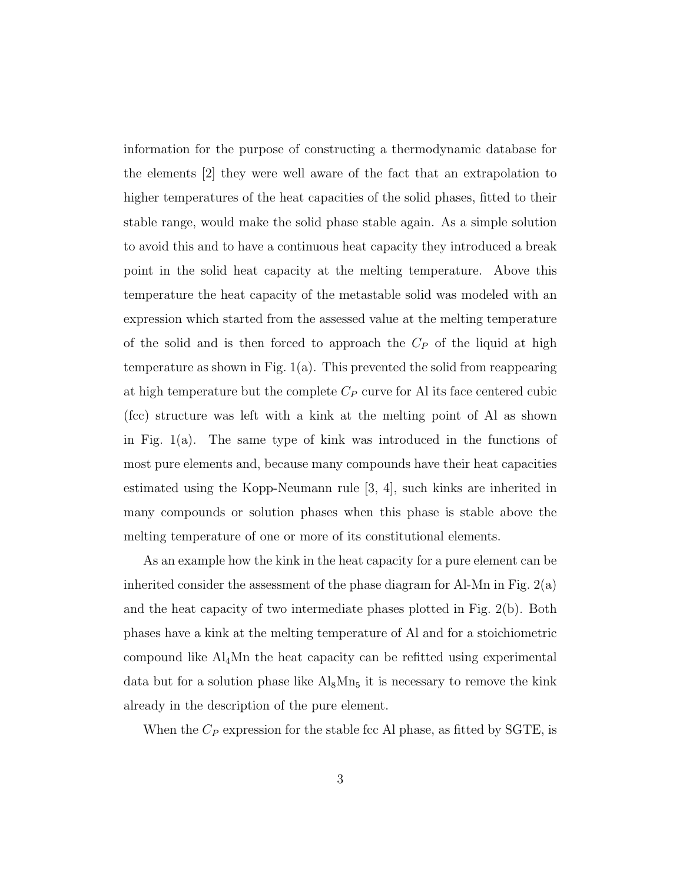information for the purpose of constructing a thermodynamic database for the elements [2] they were well aware of the fact that an extrapolation to higher temperatures of the heat capacities of the solid phases, fitted to their stable range, would make the solid phase stable again. As a simple solution to avoid this and to have a continuous heat capacity they introduced a break point in the solid heat capacity at the melting temperature. Above this temperature the heat capacity of the metastable solid was modeled with an expression which started from the assessed value at the melting temperature of the solid and is then forced to approach the $C_P$ of the liquid at high temperature as shown in Fig. 1(a). This prevented the solid from reappearing at high temperature but the complete $C_P$ curve for Al its face centered cubic (fcc) structure was left with a kink at the melting point of Al as shown in Fig. 1(a). The same type of kink was introduced in the functions of most pure elements and, because many compounds have their heat capacities estimated using the Kopp-Neumann rule [3, 4], such kinks are inherited in many compounds or solution phases when this phase is stable above the melting temperature of one or more of its constitutional elements.

As an example how the kink in the heat capacity for a pure element can be inherited consider the assessment of the phase diagram for Al-Mn in Fig. 2(a) and the heat capacity of two intermediate phases plotted in Fig. 2(b). Both phases have a kink at the melting temperature of Al and for a stoichiometric compound like $Al_4Mn$ the heat capacity can be refitted using experimental data but for a solution phase like $Al_8Mn_5$ it is necessary to remove the kink already in the description of the pure element.

When the $C_P$ expression for the stable fcc Al phase, as fitted by SGTE, is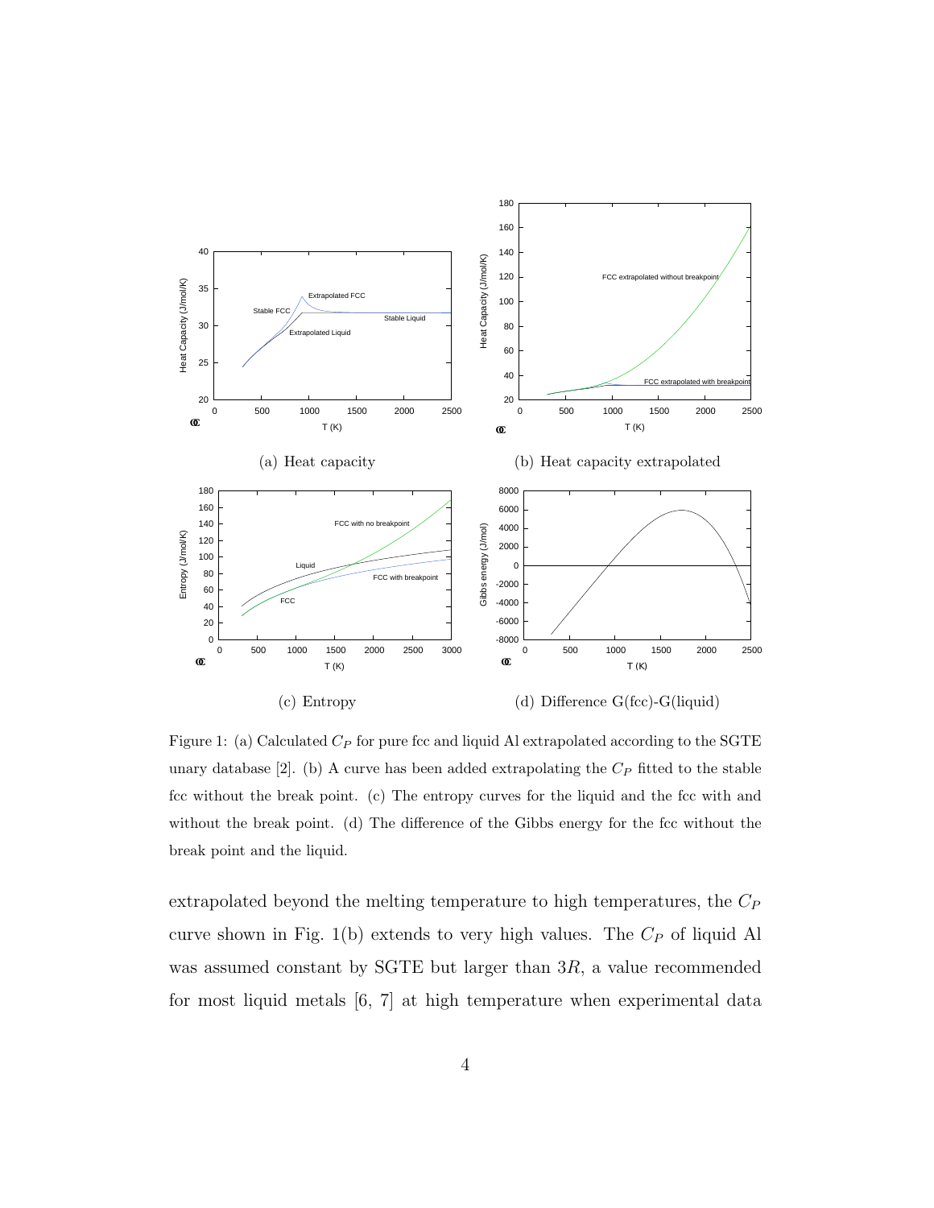(a) Heat capacity

(b) Heat capacity extrapolated

(c) Entropy

(d) Difference G(fcc)-G(liquid)

Figure 1: (a) Calculated $C_P$ for pure fcc and liquid Al extrapolated according to the SGTE unary database [2]. (b) A curve has been added extrapolating the $C_P$ fitted to the stable fcc without the break point. (c) The entropy curves for the liquid and the fcc with and without the break point. (d) The difference of the Gibbs energy for the fcc without the break point and the liquid.

extrapolated beyond the melting temperature to high temperatures, the $C_P$ curve shown in Fig. 1(b) extends to very high values. The $C_P$ of liquid Al was assumed constant by SGTE but larger than $3R$, a value recommended for most liquid metals [6, 7] at high temperature when experimental data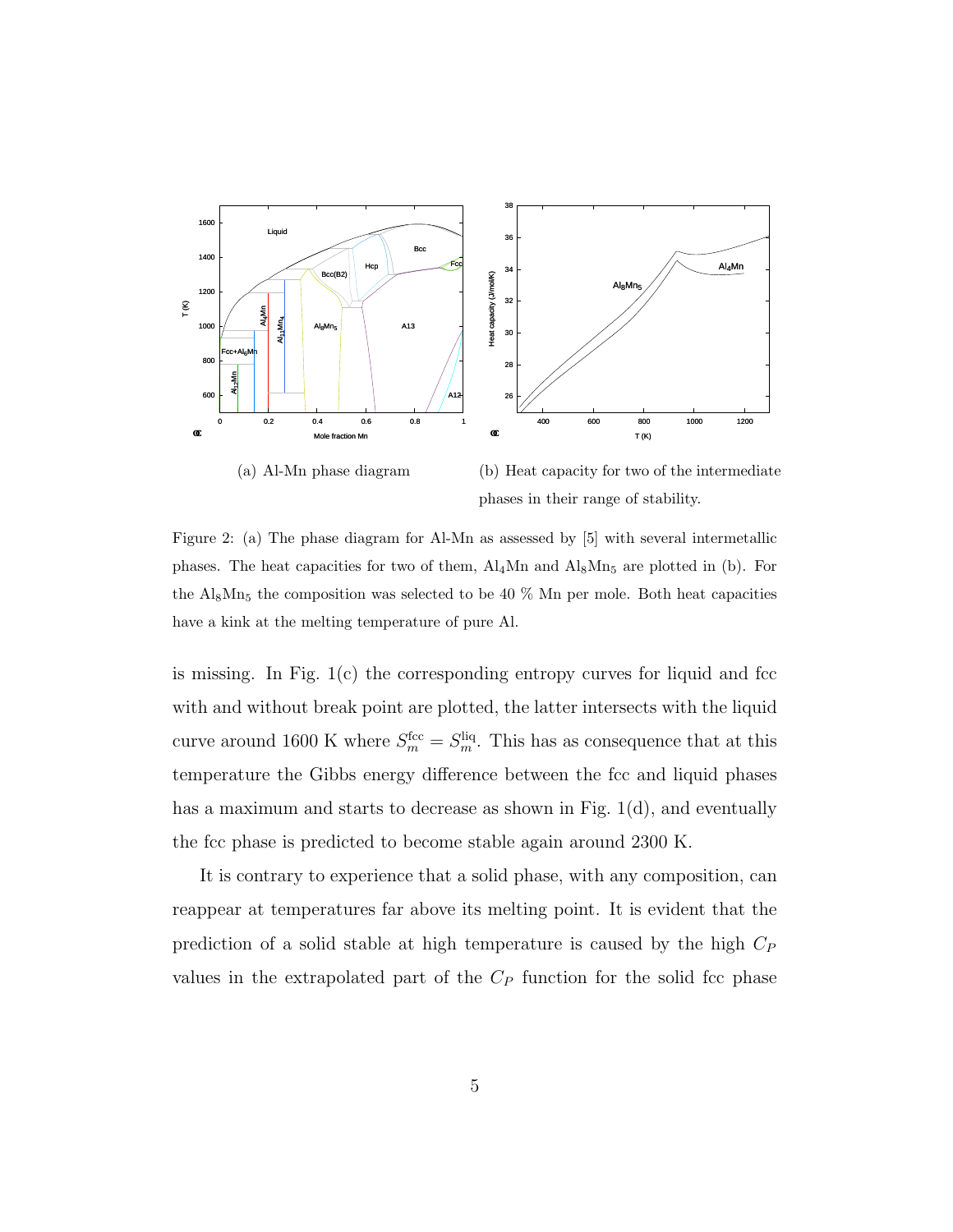(a) Al-Mn phase diagram

(b) Heat capacity for two of the intermediate phases in their range of stability.

Figure 2: (a) The phase diagram for Al-Mn as assessed by [5] with several intermetallic phases. The heat capacities for two of them, $Al_4Mn$ and $Al_8Mn_5$ are plotted in (b). For the $Al_8Mn_5$ the composition was selected to be 40 % Mn per mole. Both heat capacities have a kink at the melting temperature of pure Al.

is missing. In Fig. 1(c) the corresponding entropy curves for liquid and fcc with and without break point are plotted, the latter intersects with the liquid curve around 1600 K where $S_m^{\text{fcc}} = S_m^{\text{liq}}$. This has as consequence that at this temperature the Gibbs energy difference between the fcc and liquid phases has a maximum and starts to decrease as shown in Fig. 1(d), and eventually the fcc phase is predicted to become stable again around 2300 K.

It is contrary to experience that a solid phase, with any composition, can reappear at temperatures far above its melting point. It is evident that the prediction of a solid stable at high temperature is caused by the high $C_P$ values in the extrapolated part of the $C_P$ function for the solid fcc phase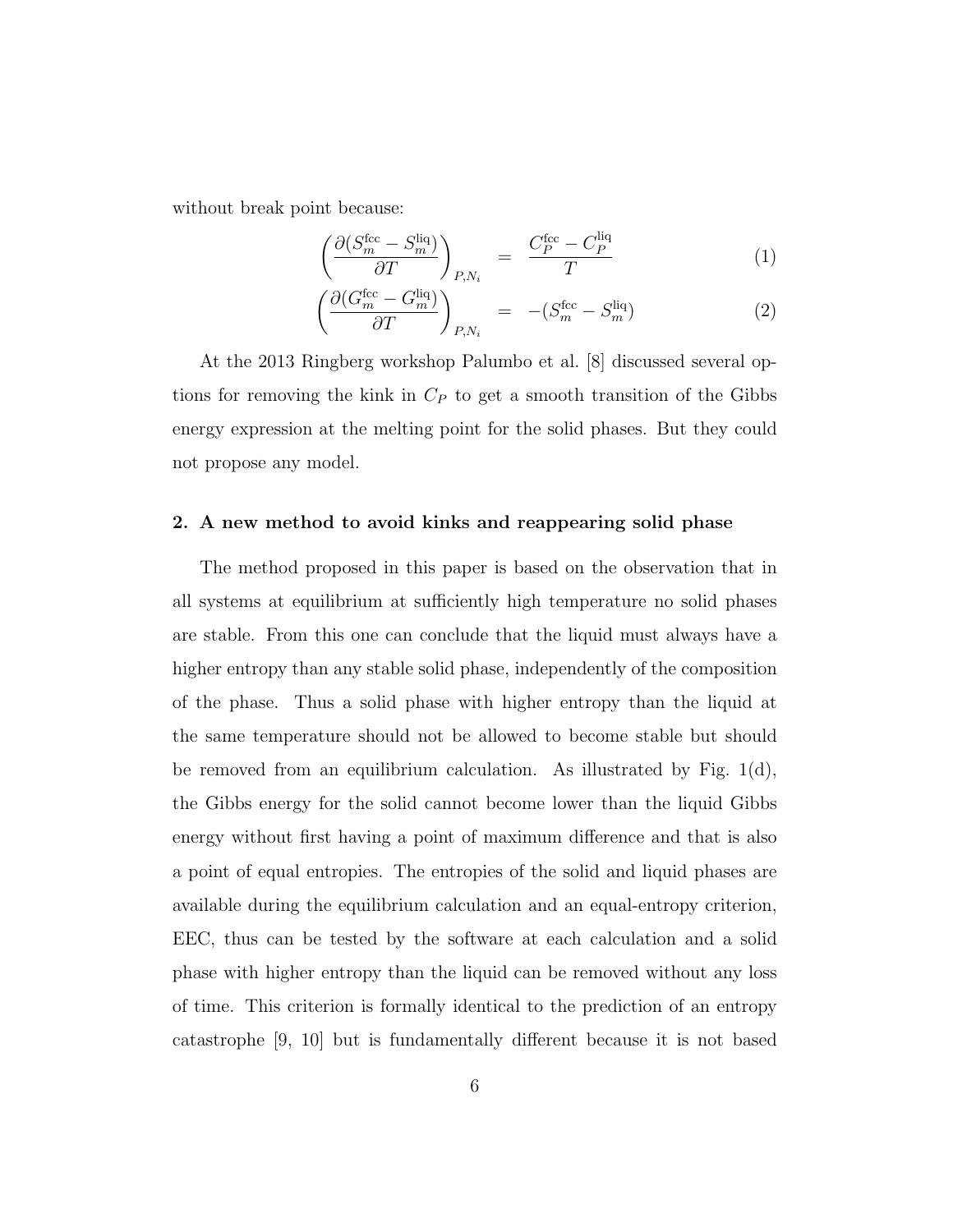without break point because:

$$\left(\frac{\partial(S_m^{\mathrm{fcc}} - S_m^{\mathrm{liq}})}{\partial T}\right)_{P,N_i} = \frac{C_P^{\mathrm{fcc}} - C_P^{\mathrm{liq}}}{T} \tag{1}$$

$$\left(\frac{\partial(G_m^{\mathrm{fcc}} - G_m^{\mathrm{liq}})}{\partial T}\right)_{P,N_i} = -(S_m^{\mathrm{fcc}} - S_m^{\mathrm{liq}}) \tag{2}$$

At the 2013 Ringberg workshop Palumbo et al. [8] discussed several options for removing the kink in $C_P$ to get a smooth transition of the Gibbs energy expression at the melting point for the solid phases. But they could not propose any model.

## 2. A new method to avoid kinks and reappearing solid phase

The method proposed in this paper is based on the observation that in all systems at equilibrium at sufficiently high temperature no solid phases are stable. From this one can conclude that the liquid must always have a higher entropy than any stable solid phase, independently of the composition of the phase. Thus a solid phase with higher entropy than the liquid at the same temperature should not be allowed to become stable but should be removed from an equilibrium calculation. As illustrated by Fig. 1(d), the Gibbs energy for the solid cannot become lower than the liquid Gibbs energy without first having a point of maximum difference and that is also a point of equal entropies. The entropies of the solid and liquid phases are available during the equilibrium calculation and an equal-entropy criterion, EEC, thus can be tested by the software at each calculation and a solid phase with higher entropy than the liquid can be removed without any loss of time. This criterion is formally identical to the prediction of an entropy catastrophe [9, 10] but is fundamentally different because it is not based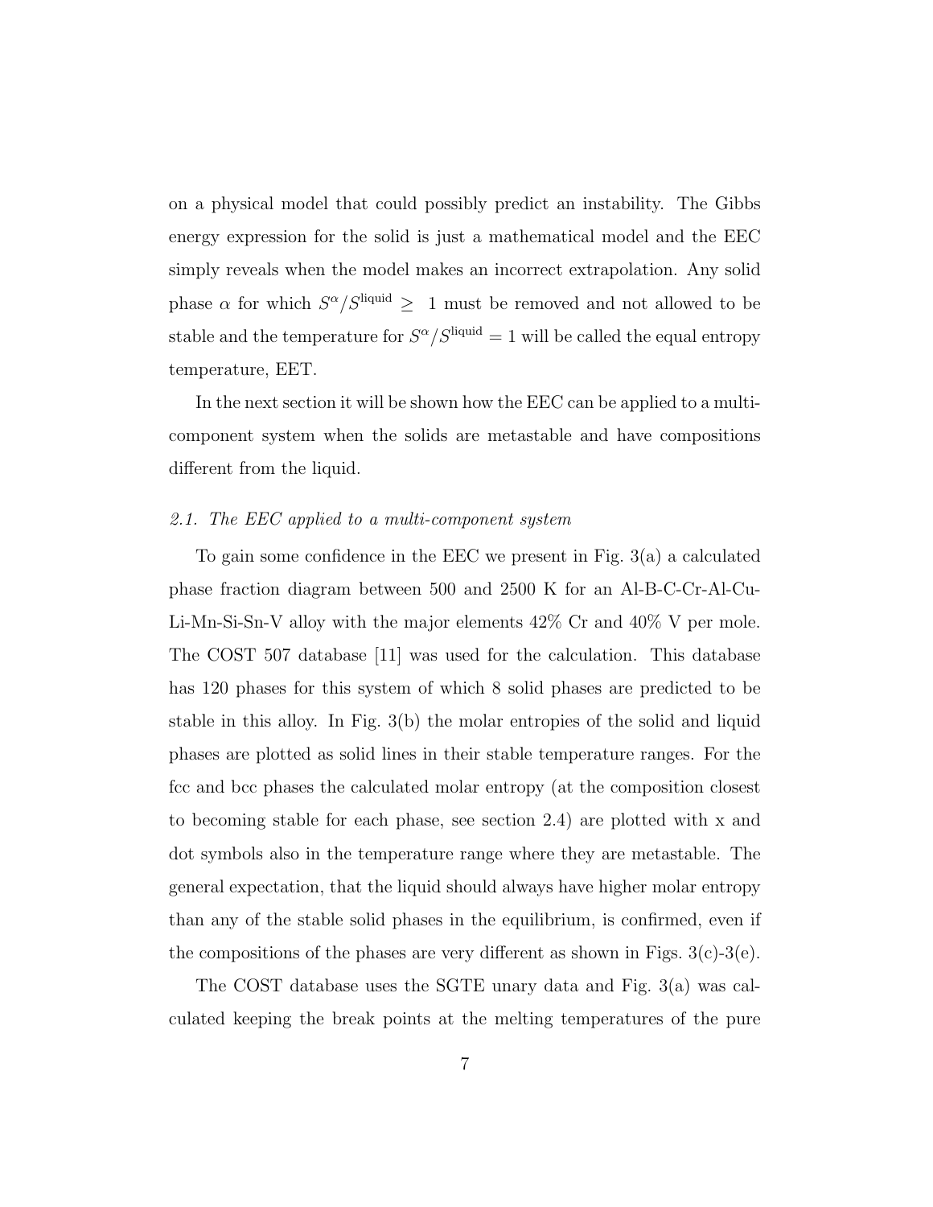on a physical model that could possibly predict an instability. The Gibbs energy expression for the solid is just a mathematical model and the EEC simply reveals when the model makes an incorrect extrapolation. Any solid phase $\alpha$ for which $S^{\alpha}/S^{\text{liquid}} \geq 1$ must be removed and not allowed to be stable and the temperature for $S^{\alpha}/S^{\text{liquid}} = 1$ will be called the equal entropy temperature, EET.

In the next section it will be shown how the EEC can be applied to a multi-component system when the solids are metastable and have compositions different from the liquid.

### *2.1. The EEC applied to a multi-component system*

To gain some confidence in the EEC we present in Fig. 3(a) a calculated phase fraction diagram between 500 and 2500 K for an Al-B-C-Cr-Al-Cu-Li-Mn-Si-Sn-V alloy with the major elements 42% Cr and 40% V per mole. The COST 507 database [11] was used for the calculation. This database has 120 phases for this system of which 8 solid phases are predicted to be stable in this alloy. In Fig. 3(b) the molar entropies of the solid and liquid phases are plotted as solid lines in their stable temperature ranges. For the fcc and bcc phases the calculated molar entropy (at the composition closest to becoming stable for each phase, see section 2.4) are plotted with x and dot symbols also in the temperature range where they are metastable. The general expectation, that the liquid should always have higher molar entropy than any of the stable solid phases in the equilibrium, is confirmed, even if the compositions of the phases are very different as shown in Figs. 3(c)-3(e).

The COST database uses the SGTE unary data and Fig. 3(a) was calculated keeping the break points at the melting temperatures of the pure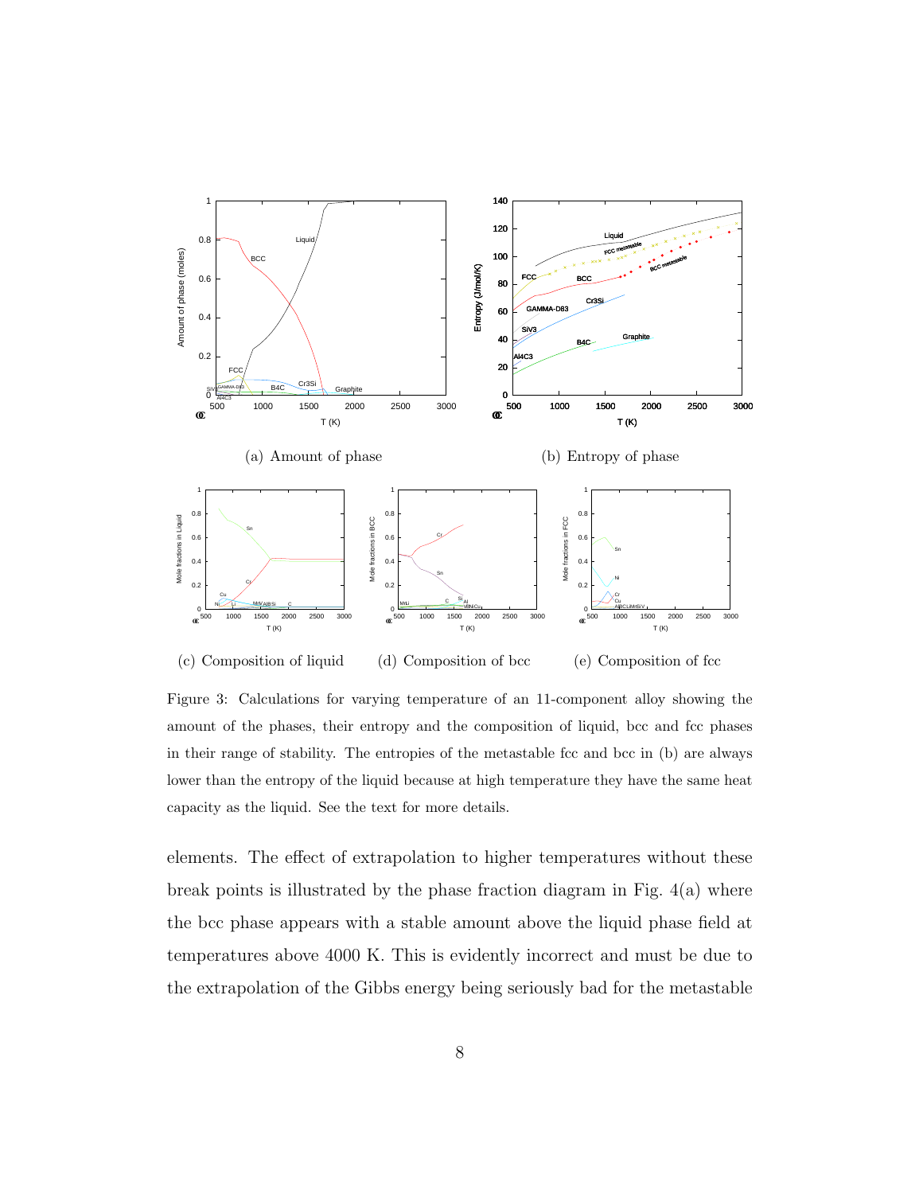(a) Amount of phase

(b) Entropy of phase

(c) Composition of liquid

(d) Composition of bcc

(e) Composition of fcc

Figure 3: Calculations for varying temperature of an 11-component alloy showing the amount of the phases, their entropy and the composition of liquid, bcc and fcc phases in their range of stability. The entropies of the metastable fcc and bcc in (b) are always lower than the entropy of the liquid because at high temperature they have the same heat capacity as the liquid. See the text for more details.

elements. The effect of extrapolation to higher temperatures without these break points is illustrated by the phase fraction diagram in Fig. 4(a) where the bcc phase appears with a stable amount above the liquid phase field at temperatures above 4000 K. This is evidently incorrect and must be due to the extrapolation of the Gibbs energy being seriously bad for the metastable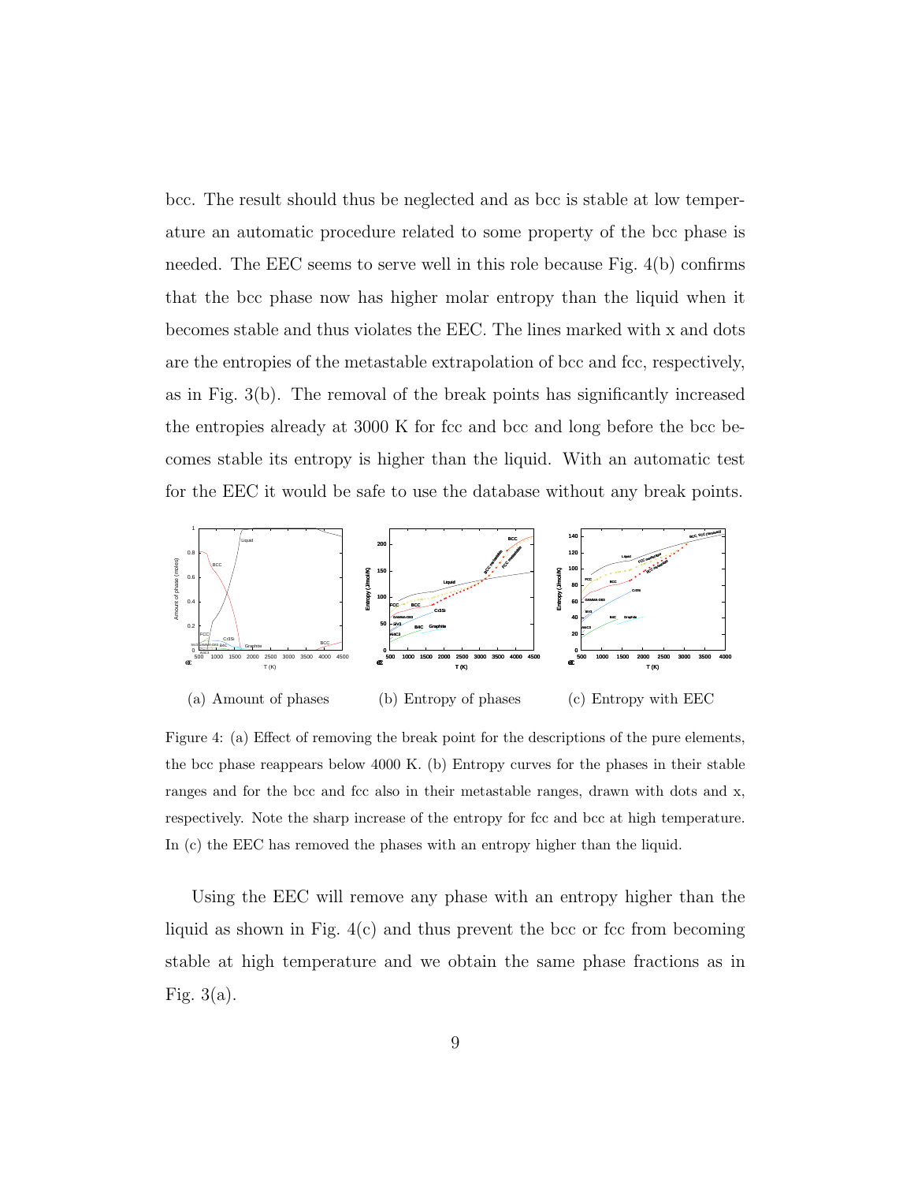bcc. The result should thus be neglected and as bcc is stable at low temperature an automatic procedure related to some property of the bcc phase is needed. The EEC seems to serve well in this role because Fig. 4(b) confirms that the bcc phase now has higher molar entropy than the liquid when it becomes stable and thus violates the EEC. The lines marked with x and dots are the entropies of the metastable extrapolation of bcc and fcc, respectively, as in Fig. 3(b). The removal of the break points has significantly increased the entropies already at 3000 K for fcc and bcc and long before the bcc becomes stable its entropy is higher than the liquid. With an automatic test for the EEC it would be safe to use the database without any break points.

(a) Amount of phases

(b) Entropy of phases

(c) Entropy with EEC

Figure 4: (a) Effect of removing the break point for the descriptions of the pure elements, the bcc phase reappears below 4000 K. (b) Entropy curves for the phases in their stable ranges and for the bcc and fcc also in their metastable ranges, drawn with dots and x, respectively. Note the sharp increase of the entropy for fcc and bcc at high temperature. In (c) the EEC has removed the phases with an entropy higher than the liquid.

Using the EEC will remove any phase with an entropy higher than the liquid as shown in Fig. 4(c) and thus prevent the bcc or fcc from becoming stable at high temperature and we obtain the same phase fractions as in Fig. 3(a).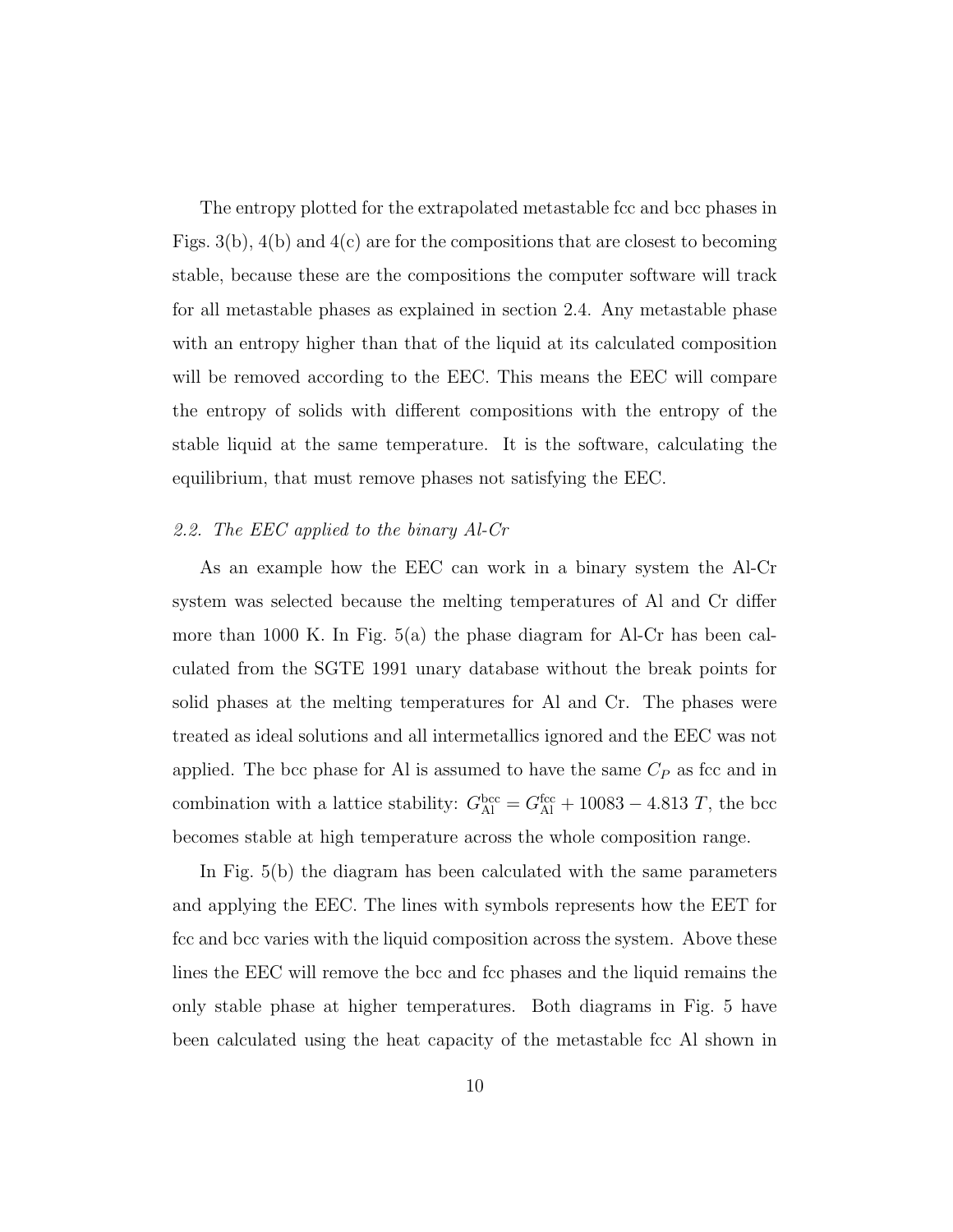The entropy plotted for the extrapolated metastable fcc and bcc phases in Figs. 3(b), 4(b) and 4(c) are for the compositions that are closest to becoming stable, because these are the compositions the computer software will track for all metastable phases as explained in section 2.4. Any metastable phase with an entropy higher than that of the liquid at its calculated composition will be removed according to the EEC. This means the EEC will compare the entropy of solids with different compositions with the entropy of the stable liquid at the same temperature. It is the software, calculating the equilibrium, that must remove phases not satisfying the EEC.

### *2.2. The EEC applied to the binary Al-Cr*

As an example how the EEC can work in a binary system the Al-Cr system was selected because the melting temperatures of Al and Cr differ more than 1000 K. In Fig. 5(a) the phase diagram for Al-Cr has been calculated from the SGTE 1991 unary database without the break points for solid phases at the melting temperatures for Al and Cr. The phases were treated as ideal solutions and all intermetallics ignored and the EEC was not applied. The bcc phase for Al is assumed to have the same $C_P$ as fcc and in combination with a lattice stability: $G^{\text{bcc}}_{\text{Al}} = G^{\text{fcc}}_{\text{Al}} + 10083 - 4.813\,T$, the bcc becomes stable at high temperature across the whole composition range.

In Fig. 5(b) the diagram has been calculated with the same parameters and applying the EEC. The lines with symbols represents how the EET for fcc and bcc varies with the liquid composition across the system. Above these lines the EEC will remove the bcc and fcc phases and the liquid remains the only stable phase at higher temperatures. Both diagrams in Fig. 5 have been calculated using the heat capacity of the metastable fcc Al shown in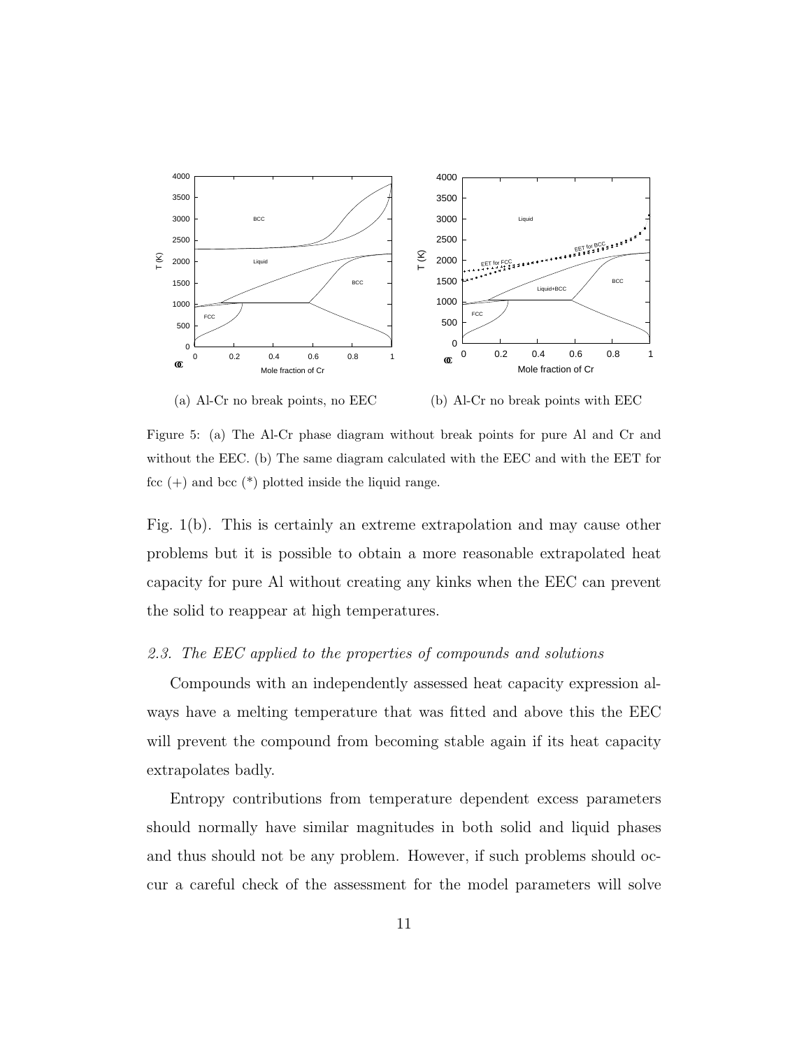(a) Al-Cr no break points, no EEC

(b) Al-Cr no break points with EEC

Figure 5: (a) The Al-Cr phase diagram without break points for pure Al and Cr and without the EEC. (b) The same diagram calculated with the EEC and with the EET for fcc (+) and bcc (*) plotted inside the liquid range.

Fig. 1(b). This is certainly an extreme extrapolation and may cause other problems but it is possible to obtain a more reasonable extrapolated heat capacity for pure Al without creating any kinks when the EEC can prevent the solid to reappear at high temperatures.

### *2.3. The EEC applied to the properties of compounds and solutions*

Compounds with an independently assessed heat capacity expression always have a melting temperature that was fitted and above this the EEC will prevent the compound from becoming stable again if its heat capacity extrapolates badly.

Entropy contributions from temperature dependent excess parameters should normally have similar magnitudes in both solid and liquid phases and thus should not be any problem. However, if such problems should occur a careful check of the assessment for the model parameters will solve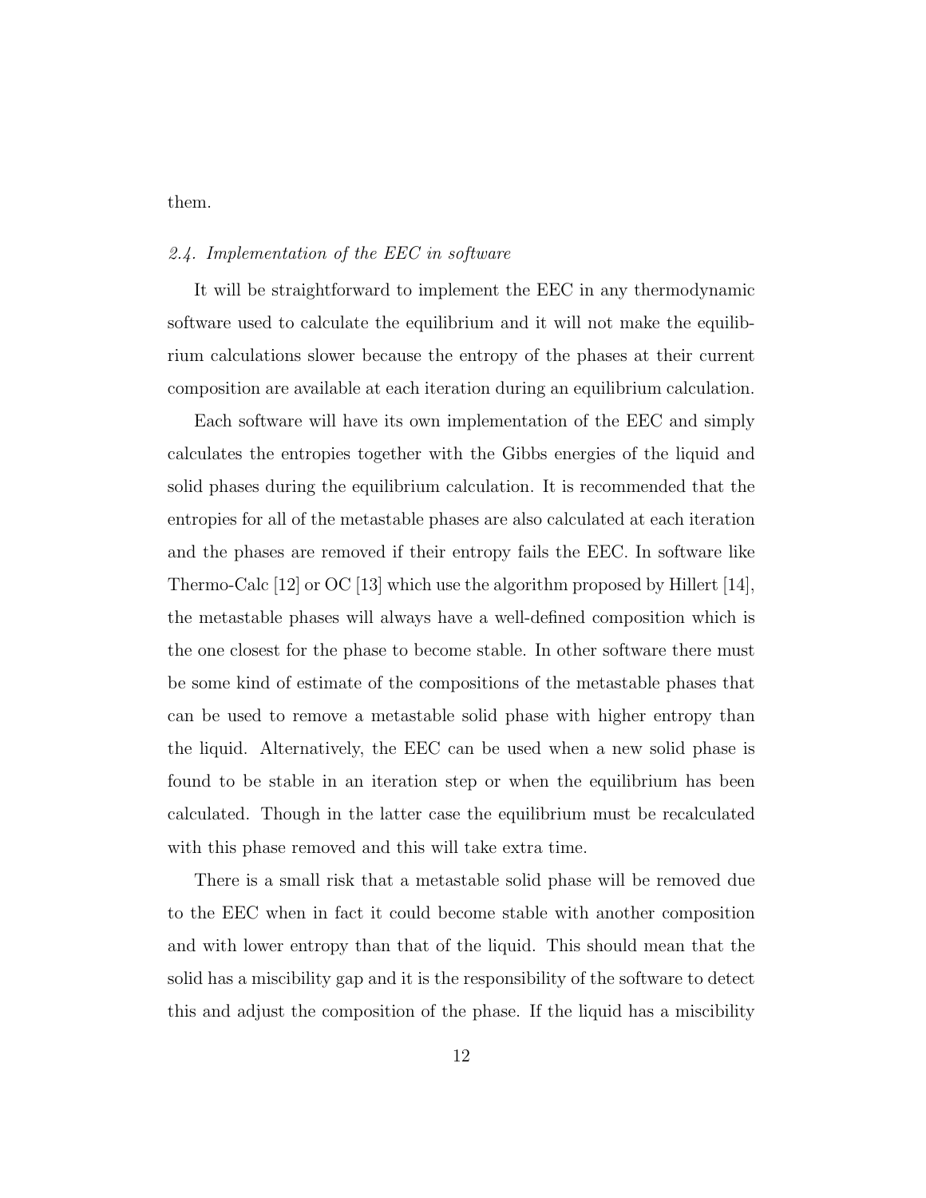them.

### 2.4. Implementation of the EEC in software

It will be straightforward to implement the EEC in any thermodynamic software used to calculate the equilibrium and it will not make the equilibrium calculations slower because the entropy of the phases at their current composition are available at each iteration during an equilibrium calculation.

Each software will have its own implementation of the EEC and simply calculates the entropies together with the Gibbs energies of the liquid and solid phases during the equilibrium calculation. It is recommended that the entropies for all of the metastable phases are also calculated at each iteration and the phases are removed if their entropy fails the EEC. In software like Thermo-Calc [12] or OC [13] which use the algorithm proposed by Hillert [14], the metastable phases will always have a well-defined composition which is the one closest for the phase to become stable. In other software there must be some kind of estimate of the compositions of the metastable phases that can be used to remove a metastable solid phase with higher entropy than the liquid. Alternatively, the EEC can be used when a new solid phase is found to be stable in an iteration step or when the equilibrium has been calculated. Though in the latter case the equilibrium must be recalculated with this phase removed and this will take extra time.

There is a small risk that a metastable solid phase will be removed due to the EEC when in fact it could become stable with another composition and with lower entropy than that of the liquid. This should mean that the solid has a miscibility gap and it is the responsibility of the software to detect this and adjust the composition of the phase. If the liquid has a miscibility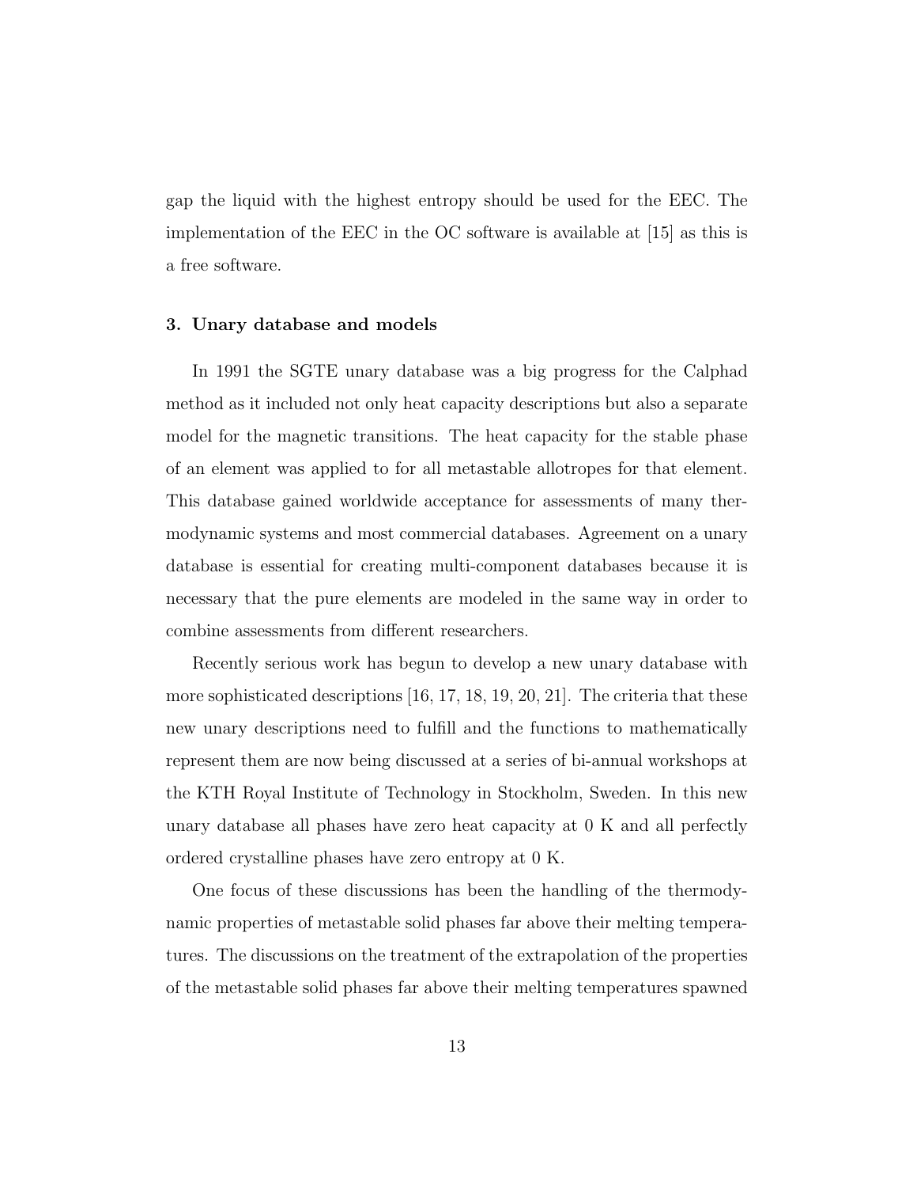gap the liquid with the highest entropy should be used for the EEC. The implementation of the EEC in the OC software is available at [15] as this is a free software.

### 3. Unary database and models

In 1991 the SGTE unary database was a big progress for the Calphad method as it included not only heat capacity descriptions but also a separate model for the magnetic transitions. The heat capacity for the stable phase of an element was applied to for all metastable allotropes for that element. This database gained worldwide acceptance for assessments of many thermodynamic systems and most commercial databases. Agreement on a unary database is essential for creating multi-component databases because it is necessary that the pure elements are modeled in the same way in order to combine assessments from different researchers.

Recently serious work has begun to develop a new unary database with more sophisticated descriptions [16, 17, 18, 19, 20, 21]. The criteria that these new unary descriptions need to fulfill and the functions to mathematically represent them are now being discussed at a series of bi-annual workshops at the KTH Royal Institute of Technology in Stockholm, Sweden. In this new unary database all phases have zero heat capacity at 0 K and all perfectly ordered crystalline phases have zero entropy at 0 K.

One focus of these discussions has been the handling of the thermodynamic properties of metastable solid phases far above their melting temperatures. The discussions on the treatment of the extrapolation of the properties of the metastable solid phases far above their melting temperatures spawned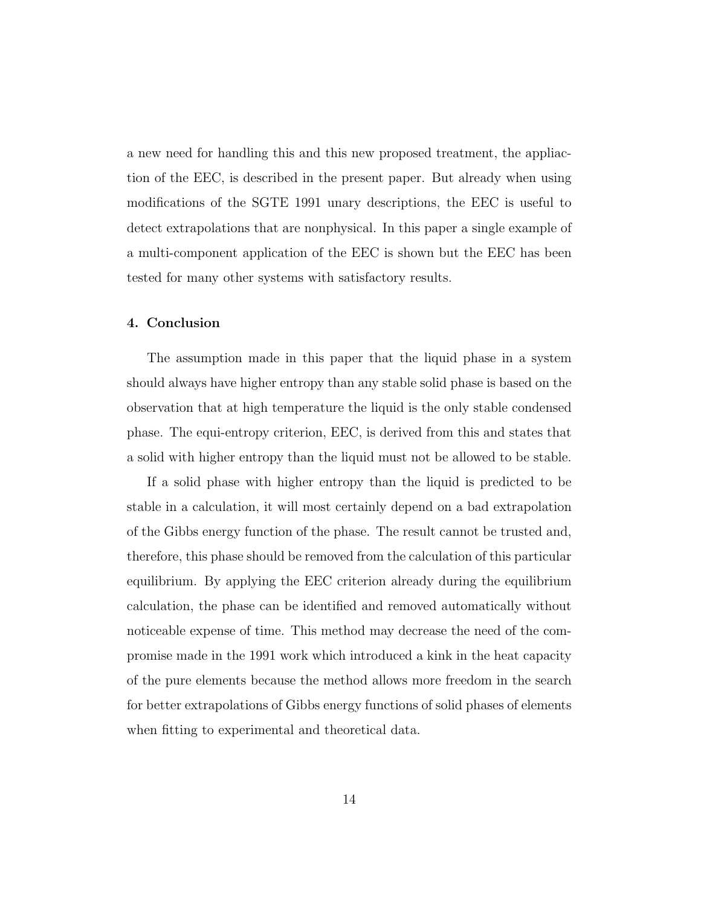a new need for handling this and this new proposed treatment, the appliaction of the EEC, is described in the present paper. But already when using modifications of the SGTE 1991 unary descriptions, the EEC is useful to detect extrapolations that are nonphysical. In this paper a single example of a multi-component application of the EEC is shown but the EEC has been tested for many other systems with satisfactory results.

## 4. Conclusion

The assumption made in this paper that the liquid phase in a system should always have higher entropy than any stable solid phase is based on the observation that at high temperature the liquid is the only stable condensed phase. The equi-entropy criterion, EEC, is derived from this and states that a solid with higher entropy than the liquid must not be allowed to be stable.

If a solid phase with higher entropy than the liquid is predicted to be stable in a calculation, it will most certainly depend on a bad extrapolation of the Gibbs energy function of the phase. The result cannot be trusted and, therefore, this phase should be removed from the calculation of this particular equilibrium. By applying the EEC criterion already during the equilibrium calculation, the phase can be identified and removed automatically without noticeable expense of time. This method may decrease the need of the compromise made in the 1991 work which introduced a kink in the heat capacity of the pure elements because the method allows more freedom in the search for better extrapolations of Gibbs energy functions of solid phases of elements when fitting to experimental and theoretical data.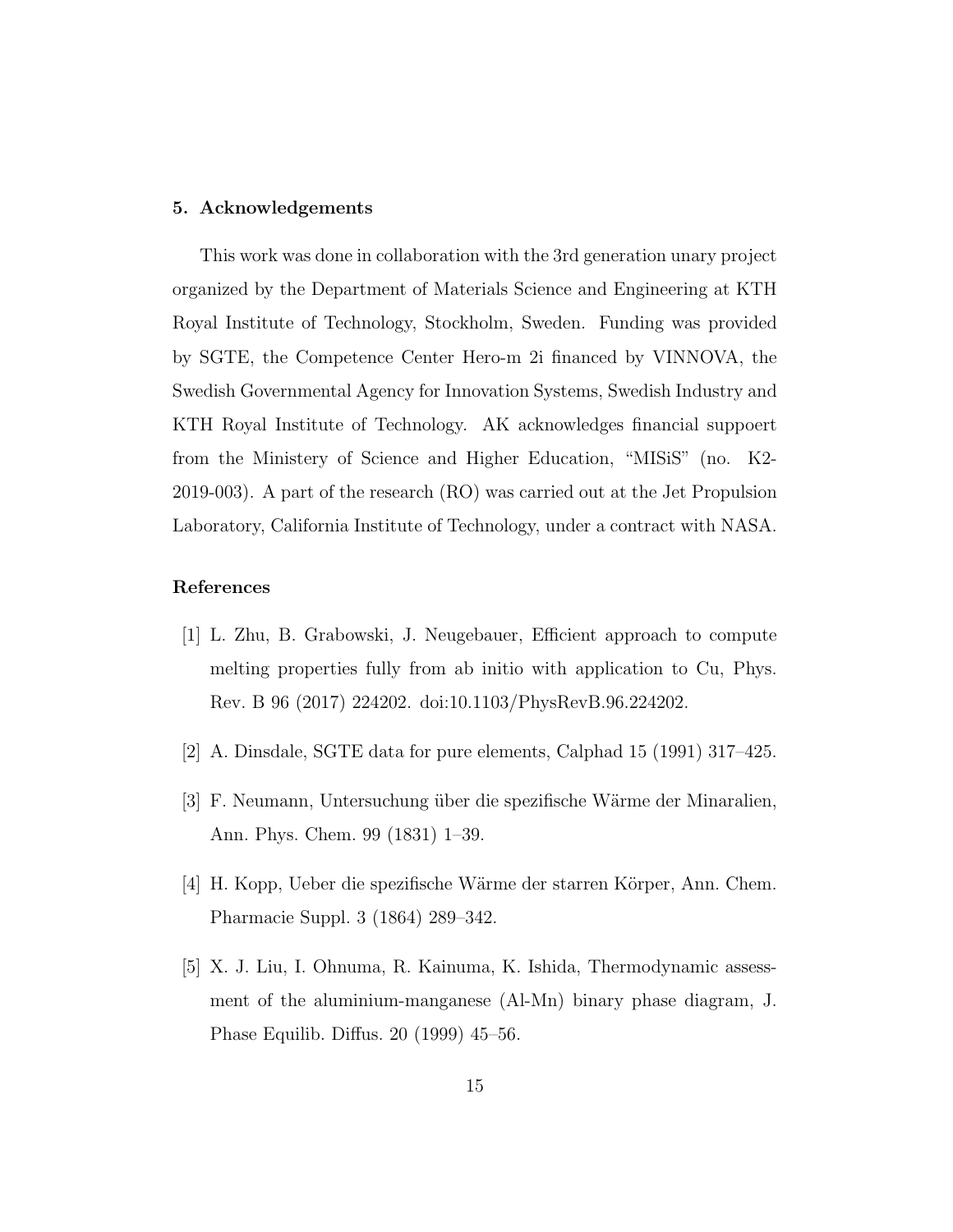## 5. Acknowledgements

This work was done in collaboration with the 3rd generation unary project organized by the Department of Materials Science and Engineering at KTH Royal Institute of Technology, Stockholm, Sweden. Funding was provided by SGTE, the Competence Center Hero-m 2i financed by VINNOVA, the Swedish Governmental Agency for Innovation Systems, Swedish Industry and KTH Royal Institute of Technology. AK acknowledges financial suppoert from the Ministery of Science and Higher Education, "MISiS" (no. K2-2019-003). A part of the research (RO) was carried out at the Jet Propulsion Laboratory, California Institute of Technology, under a contract with NASA.

## References

[1] L. Zhu, B. Grabowski, J. Neugebauer, Efficient approach to compute melting properties fully from ab initio with application to Cu, Phys. Rev. B 96 (2017) 224202. doi:10.1103/PhysRevB.96.224202.

[2] A. Dinsdale, SGTE data for pure elements, Calphad 15 (1991) 317–425.

[3] F. Neumann, Untersuchung über die spezifische Wärme der Minaralien, Ann. Phys. Chem. 99 (1831) 1–39.

[4] H. Kopp, Ueber die spezifische Wärme der starren Körper, Ann. Chem. Pharmacie Suppl. 3 (1864) 289–342.

[5] X. J. Liu, I. Ohnuma, R. Kainuma, K. Ishida, Thermodynamic assessment of the aluminium-manganese (Al-Mn) binary phase diagram, J. Phase Equilib. Diffus. 20 (1999) 45–56.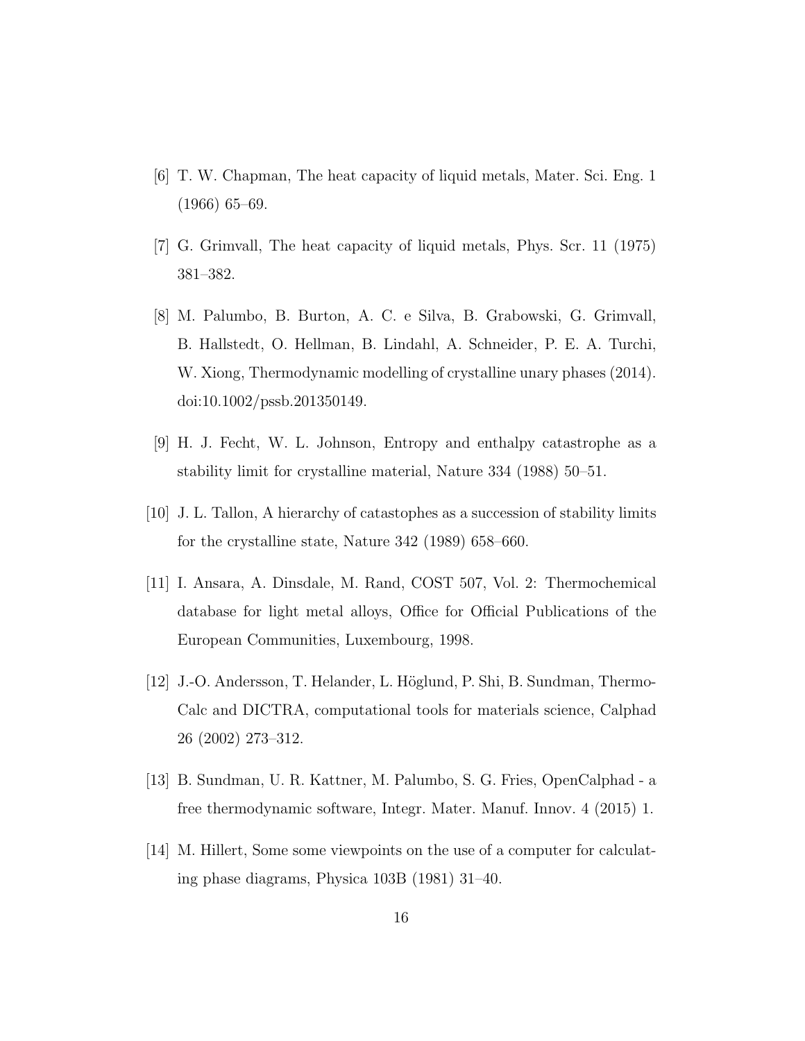[6] T. W. Chapman, The heat capacity of liquid metals, Mater. Sci. Eng. 1 (1966) 65–69.

[7] G. Grimvall, The heat capacity of liquid metals, Phys. Scr. 11 (1975) 381–382.

[8] M. Palumbo, B. Burton, A. C. e Silva, B. Grabowski, G. Grimvall, B. Hallstedt, O. Hellman, B. Lindahl, A. Schneider, P. E. A. Turchi, W. Xiong, Thermodynamic modelling of crystalline unary phases (2014). doi:10.1002/pssb.201350149.

[9] H. J. Fecht, W. L. Johnson, Entropy and enthalpy catastrophe as a stability limit for crystalline material, Nature 334 (1988) 50–51.

[10] J. L. Tallon, A hierarchy of catastophes as a succession of stability limits for the crystalline state, Nature 342 (1989) 658–660.

[11] I. Ansara, A. Dinsdale, M. Rand, COST 507, Vol. 2: Thermochemical database for light metal alloys, Office for Official Publications of the European Communities, Luxembourg, 1998.

[12] J.-O. Andersson, T. Helander, L. Höglund, P. Shi, B. Sundman, Thermo-Calc and DICTRA, computational tools for materials science, Calphad 26 (2002) 273–312.

[13] B. Sundman, U. R. Kattner, M. Palumbo, S. G. Fries, OpenCalphad - a free thermodynamic software, Integr. Mater. Manuf. Innov. 4 (2015) 1.

[14] M. Hillert, Some some viewpoints on the use of a computer for calculating phase diagrams, Physica 103B (1981) 31–40.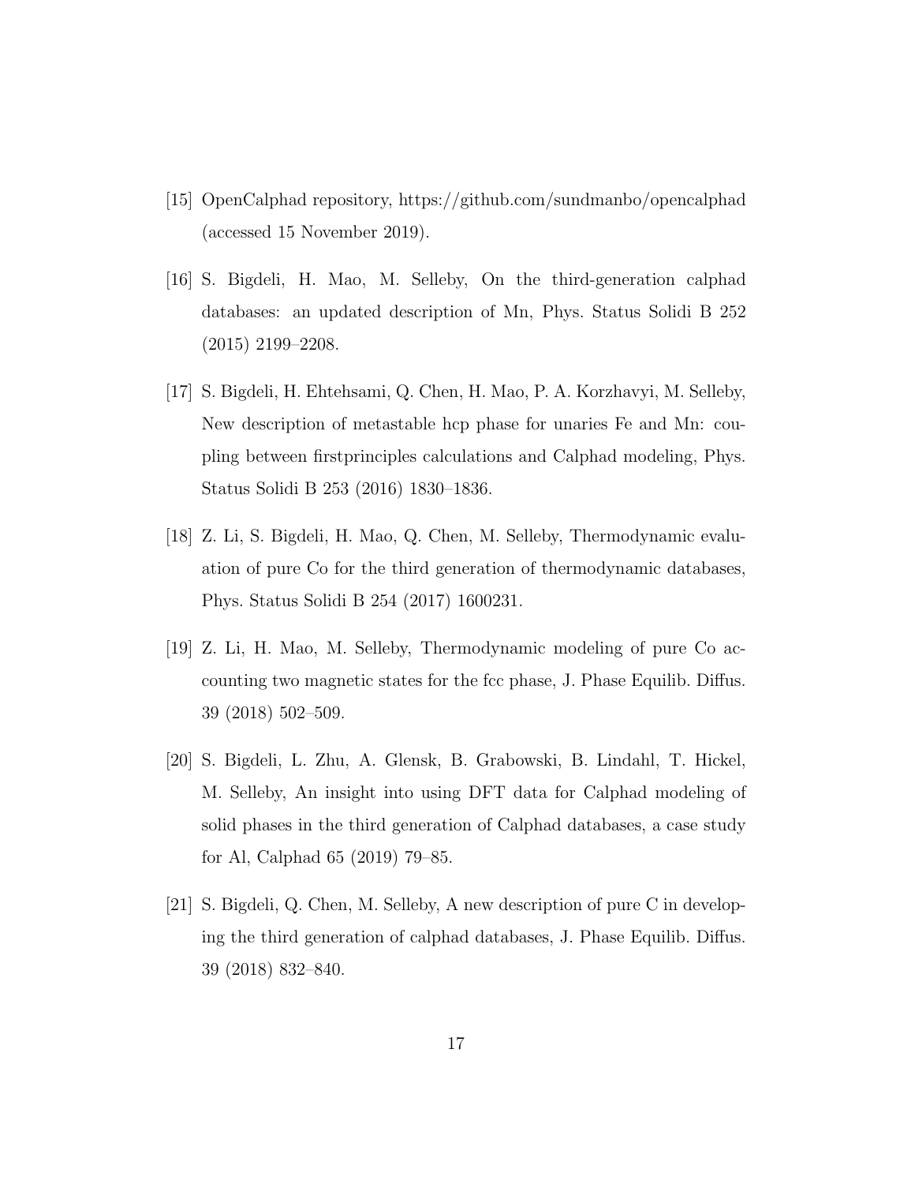[15] OpenCalphad repository, https://github.com/sundmanbo/opencalphad (accessed 15 November 2019).

[16] S. Bigdeli, H. Mao, M. Selleby, On the third-generation calphad databases: an updated description of Mn, Phys. Status Solidi B 252 (2015) 2199–2208.

[17] S. Bigdeli, H. Ehtehsami, Q. Chen, H. Mao, P. A. Korzhavyi, M. Selleby, New description of metastable hcp phase for unaries Fe and Mn: coupling between firstprinciples calculations and Calphad modeling, Phys. Status Solidi B 253 (2016) 1830–1836.

[18] Z. Li, S. Bigdeli, H. Mao, Q. Chen, M. Selleby, Thermodynamic evaluation of pure Co for the third generation of thermodynamic databases, Phys. Status Solidi B 254 (2017) 1600231.

[19] Z. Li, H. Mao, M. Selleby, Thermodynamic modeling of pure Co accounting two magnetic states for the fcc phase, J. Phase Equilib. Diffus. 39 (2018) 502–509.

[20] S. Bigdeli, L. Zhu, A. Glensk, B. Grabowski, B. Lindahl, T. Hickel, M. Selleby, An insight into using DFT data for Calphad modeling of solid phases in the third generation of Calphad databases, a case study for Al, Calphad 65 (2019) 79–85.

[21] S. Bigdeli, Q. Chen, M. Selleby, A new description of pure C in developing the third generation of calphad databases, J. Phase Equilib. Diffus. 39 (2018) 832–840.